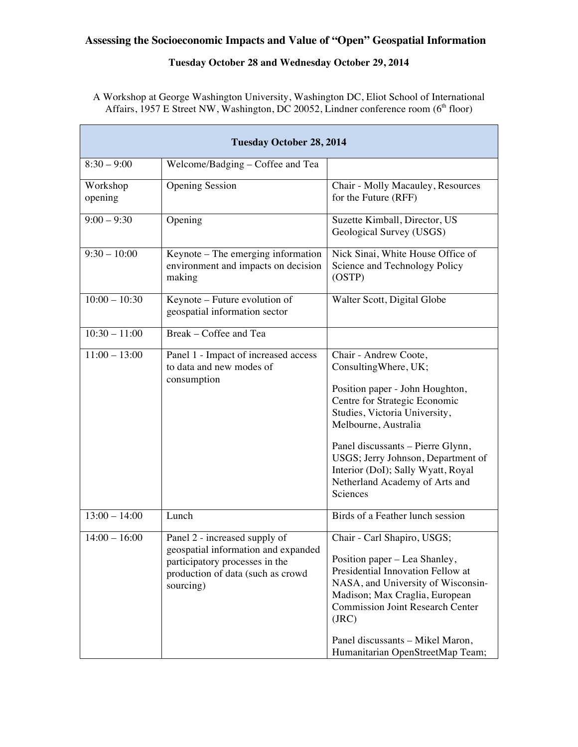# Assessing the Socioeconomic Impacts and Value of "Open" Geospatial Information

## Tuesday October 28 and Wednesday October 29, 2014

A Workshop at George Washington University, Washington DC, Eliot School of International Affairs, 1957 E Street NW, Washington, DC 20052, Lindner conference room (6th floor)

| Tuesday October 28, 2014 | | |
|---|---|---|
| 8:30 – 9:00 | Welcome/Badging – Coffee and Tea | |
| Workshop opening | Opening Session | Chair - Molly Macauley, Resources for the Future (RFF) |
| 9:00 – 9:30 | Opening | Suzette Kimball, Director, US Geological Survey (USGS) |
| 9:30 – 10:00 | Keynote – The emerging information environment and impacts on decision making | Nick Sinai, White House Office of Science and Technology Policy (OSTP) |
| 10:00 – 10:30 | Keynote – Future evolution of geospatial information sector | Walter Scott, Digital Globe |
| 10:30 – 11:00 | Break – Coffee and Tea | |
| 11:00 – 13:00 | Panel 1 - Impact of increased access to data and new modes of consumption | Chair - Andrew Coote, ConsultingWhere, UK;<br><br>Position paper - John Houghton, Centre for Strategic Economic Studies, Victoria University, Melbourne, Australia<br><br>Panel discussants – Pierre Glynn, USGS; Jerry Johnson, Department of Interior (DoI); Sally Wyatt, Royal Netherland Academy of Arts and Sciences |
| 13:00 – 14:00 | Lunch | Birds of a Feather lunch session |
| 14:00 – 16:00 | Panel 2 - increased supply of geospatial information and expanded participatory processes in the production of data (such as crowd sourcing) | Chair - Carl Shapiro, USGS;<br><br>Position paper – Lea Shanley, Presidential Innovation Fellow at NASA, and University of Wisconsin-Madison; Max Craglia, European Commission Joint Research Center (JRC)<br><br>Panel discussants – Mikel Maron, Humanitarian OpenStreetMap Team; |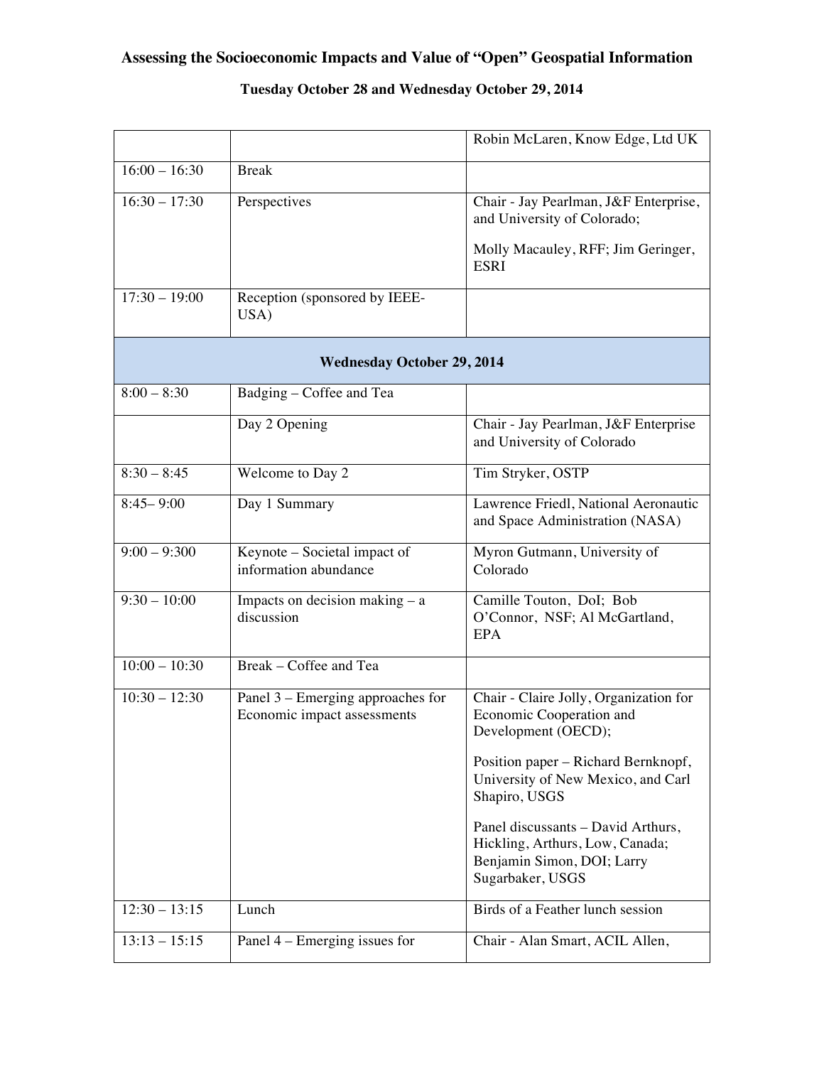**Assessing the Socioeconomic Impacts and Value of "Open" Geospatial Information**

**Tuesday October 28 and Wednesday October 29, 2014**

| | | |
|---|---|---|
| | | Robin McLaren, Know Edge, Ltd UK |
| 16:00 – 16:30 | Break | |
| 16:30 – 17:30 | Perspectives | Chair - Jay Pearlman, J&F Enterprise, and University of Colorado;<br><br>Molly Macauley, RFF; Jim Geringer, ESRI |
| 17:30 – 19:00 | Reception (sponsored by IEEE-USA) | |
| **Wednesday October 29, 2014** | | |
| 8:00 – 8:30 | Badging – Coffee and Tea | |
| | Day 2 Opening | Chair - Jay Pearlman, J&F Enterprise and University of Colorado |
| 8:30 – 8:45 | Welcome to Day 2 | Tim Stryker, OSTP |
| 8:45– 9:00 | Day 1 Summary | Lawrence Friedl, National Aeronautic and Space Administration (NASA) |
| 9:00 – 9:300 | Keynote – Societal impact of information abundance | Myron Gutmann, University of Colorado |
| 9:30 – 10:00 | Impacts on decision making – a discussion | Camille Touton, DoI; Bob O'Connor, NSF; Al McGartland, EPA |
| 10:00 – 10:30 | Break – Coffee and Tea | |
| 10:30 – 12:30 | Panel 3 – Emerging approaches for Economic impact assessments | Chair - Claire Jolly, Organization for Economic Cooperation and Development (OECD);<br><br>Position paper – Richard Bernknopf, University of New Mexico, and Carl Shapiro, USGS<br><br>Panel discussants – David Arthurs, Hickling, Arthurs, Low, Canada; Benjamin Simon, DOI; Larry Sugarbaker, USGS |
| 12:30 – 13:15 | Lunch | Birds of a Feather lunch session |
| 13:13 – 15:15 | Panel 4 – Emerging issues for | Chair - Alan Smart, ACIL Allen, |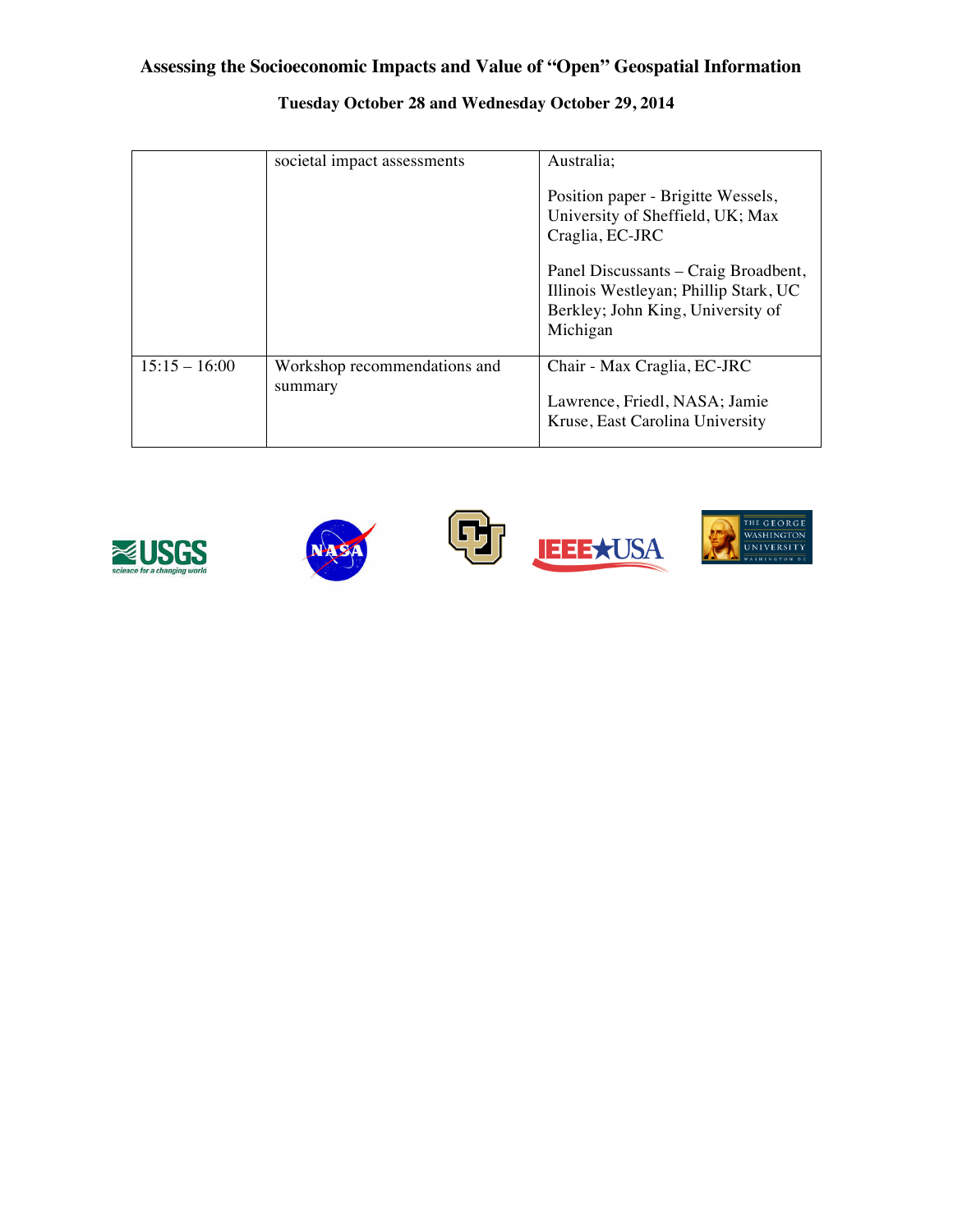**Assessing the Socioeconomic Impacts and Value of "Open" Geospatial Information**

**Tuesday October 28 and Wednesday October 29, 2014**

| | | |
|---|---|---|
| | societal impact assessments | Australia;<br><br>Position paper - Brigitte Wessels, University of Sheffield, UK; Max Craglia, EC-JRC<br><br>Panel Discussants – Craig Broadbent, Illinois Westleyan; Phillip Stark, UC Berkley; John King, University of Michigan |
| 15:15 – 16:00 | Workshop recommendations and summary | Chair - Max Craglia, EC-JRC<br><br>Lawrence, Friedl, NASA; Jamie Kruse, East Carolina University |